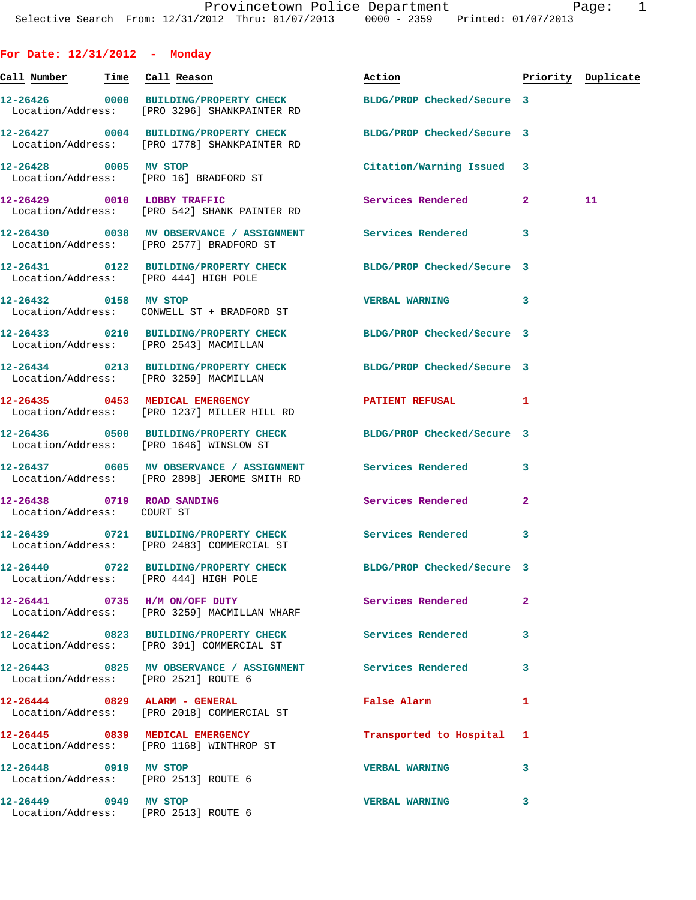## For Date: 12/31/2012 - Monday

| Call Number | Time | Call Reason | Action | Priority | Duplicate |
|---|---|---|---|---|---|
| 12-26426 | 0000 | BUILDING/PROPERTY CHECK | BLDG/PROP Checked/Secure | 3 | |
| Location/Address: | | [PRO 3296] SHANKPAINTER RD | | | |
| 12-26427 | 0004 | BUILDING/PROPERTY CHECK | BLDG/PROP Checked/Secure | 3 | |
| Location/Address: | | [PRO 1778] SHANKPAINTER RD | | | |
| 12-26428 | 0005 | MV STOP | Citation/Warning Issued | 3 | |
| Location/Address: | | [PRO 16] BRADFORD ST | | | |
| 12-26429 | 0010 | LOBBY TRAFFIC | Services Rendered | 2 | 11 |
| Location/Address: | | [PRO 542] SHANK PAINTER RD | | | |
| 12-26430 | 0038 | MV OBSERVANCE / ASSIGNMENT | Services Rendered | 3 | |
| Location/Address: | | [PRO 2577] BRADFORD ST | | | |
| 12-26431 | 0122 | BUILDING/PROPERTY CHECK | BLDG/PROP Checked/Secure | 3 | |
| Location/Address: | | [PRO 444] HIGH POLE | | | |
| 12-26432 | 0158 | MV STOP | VERBAL WARNING | 3 | |
| Location/Address: | | CONWELL ST + BRADFORD ST | | | |
| 12-26433 | 0210 | BUILDING/PROPERTY CHECK | BLDG/PROP Checked/Secure | 3 | |
| Location/Address: | | [PRO 2543] MACMILLAN | | | |
| 12-26434 | 0213 | BUILDING/PROPERTY CHECK | BLDG/PROP Checked/Secure | 3 | |
| Location/Address: | | [PRO 3259] MACMILLAN | | | |
| 12-26435 | 0453 | MEDICAL EMERGENCY | PATIENT REFUSAL | 1 | |
| Location/Address: | | [PRO 1237] MILLER HILL RD | | | |
| 12-26436 | 0500 | BUILDING/PROPERTY CHECK | BLDG/PROP Checked/Secure | 3 | |
| Location/Address: | | [PRO 1646] WINSLOW ST | | | |
| 12-26437 | 0605 | MV OBSERVANCE / ASSIGNMENT | Services Rendered | 3 | |
| Location/Address: | | [PRO 2898] JEROME SMITH RD | | | |
| 12-26438 | 0719 | ROAD SANDING | Services Rendered | 2 | |
| Location/Address: | | COURT ST | | | |
| 12-26439 | 0721 | BUILDING/PROPERTY CHECK | Services Rendered | 3 | |
| Location/Address: | | [PRO 2483] COMMERCIAL ST | | | |
| 12-26440 | 0722 | BUILDING/PROPERTY CHECK | BLDG/PROP Checked/Secure | 3 | |
| Location/Address: | | [PRO 444] HIGH POLE | | | |
| 12-26441 | 0735 | H/M ON/OFF DUTY | Services Rendered | 2 | |
| Location/Address: | | [PRO 3259] MACMILLAN WHARF | | | |
| 12-26442 | 0823 | BUILDING/PROPERTY CHECK | Services Rendered | 3 | |
| Location/Address: | | [PRO 391] COMMERCIAL ST | | | |
| 12-26443 | 0825 | MV OBSERVANCE / ASSIGNMENT | Services Rendered | 3 | |
| Location/Address: | | [PRO 2521] ROUTE 6 | | | |
| 12-26444 | 0829 | ALARM - GENERAL | False Alarm | 1 | |
| Location/Address: | | [PRO 2018] COMMERCIAL ST | | | |
| 12-26445 | 0839 | MEDICAL EMERGENCY | Transported to Hospital | 1 | |
| Location/Address: | | [PRO 1168] WINTHROP ST | | | |
| 12-26448 | 0919 | MV STOP | VERBAL WARNING | 3 | |
| Location/Address: | | [PRO 2513] ROUTE 6 | | | |
| 12-26449 | 0949 | MV STOP | VERBAL WARNING | 3 | |
| Location/Address: | | [PRO 2513] ROUTE 6 | | | |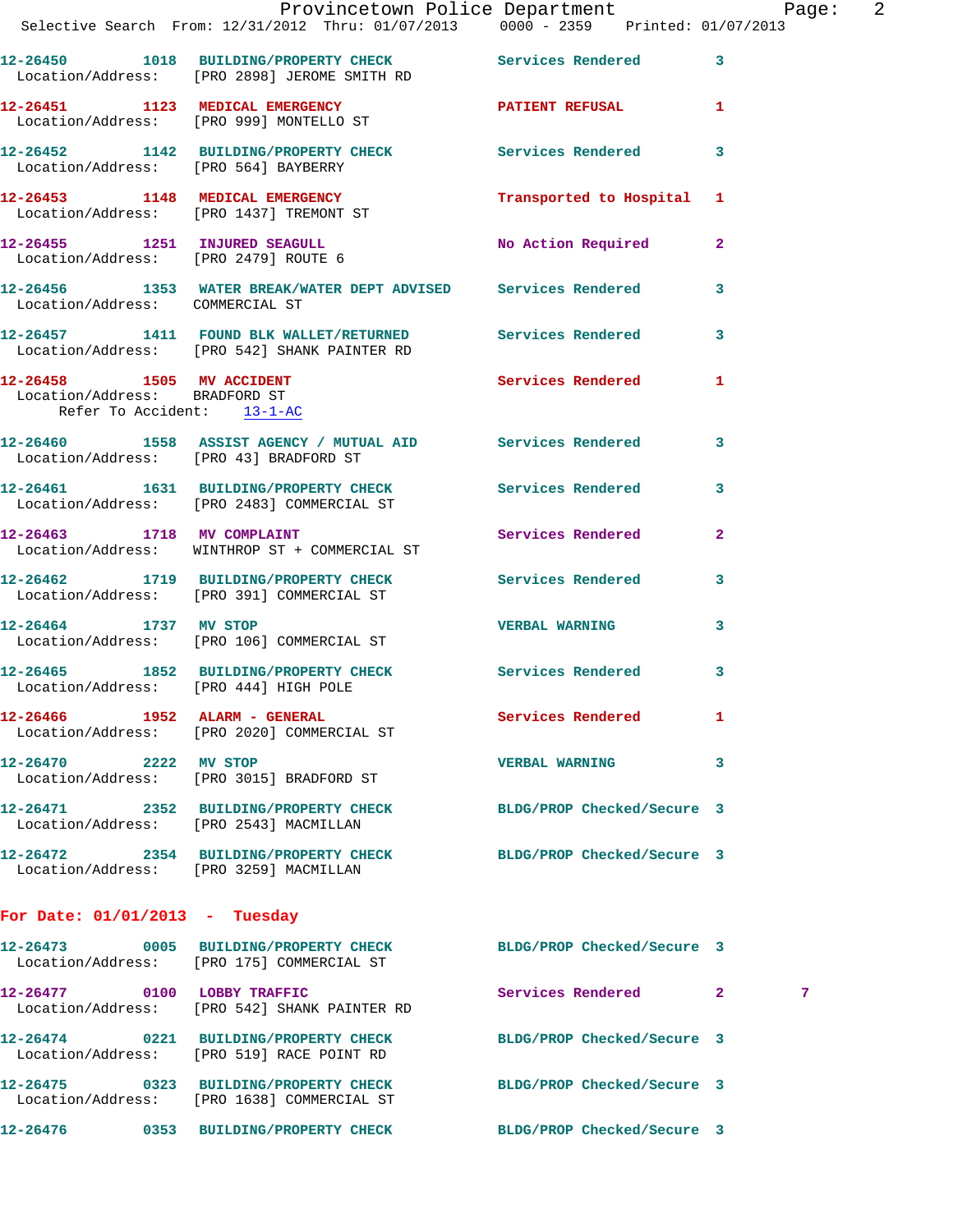12-26450 1018 BUILDING/PROPERTY CHECK Services Rendered 3
Location/Address: [PRO 2898] JEROME SMITH RD

12-26451 1123 MEDICAL EMERGENCY PATIENT REFUSAL 1
Location/Address: [PRO 999] MONTELLO ST

12-26452 1142 BUILDING/PROPERTY CHECK Services Rendered 3
Location/Address: [PRO 564] BAYBERRY

12-26453 1148 MEDICAL EMERGENCY Transported to Hospital 1
Location/Address: [PRO 1437] TREMONT ST

12-26455 1251 INJURED SEAGULL No Action Required 2
Location/Address: [PRO 2479] ROUTE 6

12-26456 1353 WATER BREAK/WATER DEPT ADVISED Services Rendered 3
Location/Address: COMMERCIAL ST

12-26457 1411 FOUND BLK WALLET/RETURNED Services Rendered 3
Location/Address: [PRO 542] SHANK PAINTER RD

12-26458 1505 MV ACCIDENT Services Rendered 1
Location/Address: BRADFORD ST
Refer To Accident: 13-1-AC

12-26460 1558 ASSIST AGENCY / MUTUAL AID Services Rendered 3
Location/Address: [PRO 43] BRADFORD ST

12-26461 1631 BUILDING/PROPERTY CHECK Services Rendered 3
Location/Address: [PRO 2483] COMMERCIAL ST

12-26463 1718 MV COMPLAINT Services Rendered 2
Location/Address: WINTHROP ST + COMMERCIAL ST

12-26462 1719 BUILDING/PROPERTY CHECK Services Rendered 3
Location/Address: [PRO 391] COMMERCIAL ST

12-26464 1737 MV STOP VERBAL WARNING 3
Location/Address: [PRO 106] COMMERCIAL ST

12-26465 1852 BUILDING/PROPERTY CHECK Services Rendered 3
Location/Address: [PRO 444] HIGH POLE

12-26466 1952 ALARM - GENERAL Services Rendered 1
Location/Address: [PRO 2020] COMMERCIAL ST

12-26470 2222 MV STOP VERBAL WARNING 3
Location/Address: [PRO 3015] BRADFORD ST

12-26471 2352 BUILDING/PROPERTY CHECK BLDG/PROP Checked/Secure 3
Location/Address: [PRO 2543] MACMILLAN

12-26472 2354 BUILDING/PROPERTY CHECK BLDG/PROP Checked/Secure 3
Location/Address: [PRO 3259] MACMILLAN

**For Date: 01/01/2013 - Tuesday**

12-26473 0005 BUILDING/PROPERTY CHECK BLDG/PROP Checked/Secure 3
Location/Address: [PRO 175] COMMERCIAL ST

12-26477 0100 LOBBY TRAFFIC Services Rendered 2 7
Location/Address: [PRO 542] SHANK PAINTER RD

12-26474 0221 BUILDING/PROPERTY CHECK BLDG/PROP Checked/Secure 3
Location/Address: [PRO 519] RACE POINT RD

12-26475 0323 BUILDING/PROPERTY CHECK BLDG/PROP Checked/Secure 3
Location/Address: [PRO 1638] COMMERCIAL ST

12-26476 0353 BUILDING/PROPERTY CHECK BLDG/PROP Checked/Secure 3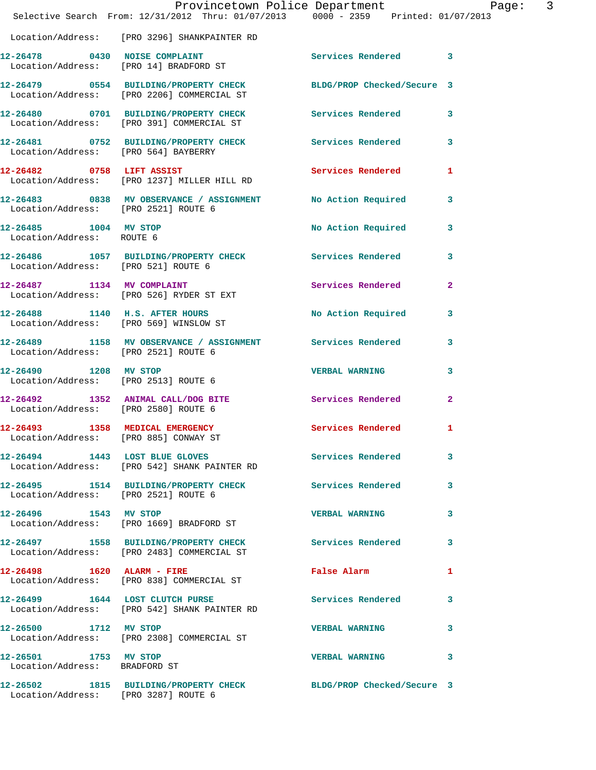Location/Address: [PRO 3296] SHANKPAINTER RD

**12-26478 0430 NOISE COMPLAINT** Services Rendered 3
Location/Address: [PRO 14] BRADFORD ST

**12-26479 0554 BUILDING/PROPERTY CHECK** BLDG/PROP Checked/Secure 3
Location/Address: [PRO 2206] COMMERCIAL ST

**12-26480 0701 BUILDING/PROPERTY CHECK** Services Rendered 3
Location/Address: [PRO 391] COMMERCIAL ST

**12-26481 0752 BUILDING/PROPERTY CHECK** Services Rendered 3
Location/Address: [PRO 564] BAYBERRY

**12-26482 0758 LIFT ASSIST** Services Rendered 1
Location/Address: [PRO 1237] MILLER HILL RD

**12-26483 0838 MV OBSERVANCE / ASSIGNMENT** No Action Required 3
Location/Address: [PRO 2521] ROUTE 6

**12-26485 1004 MV STOP** No Action Required 3
Location/Address: ROUTE 6

**12-26486 1057 BUILDING/PROPERTY CHECK** Services Rendered 3
Location/Address: [PRO 521] ROUTE 6

**12-26487 1134 MV COMPLAINT** Services Rendered 2
Location/Address: [PRO 526] RYDER ST EXT

**12-26488 1140 H.S. AFTER HOURS** No Action Required 3
Location/Address: [PRO 569] WINSLOW ST

**12-26489 1158 MV OBSERVANCE / ASSIGNMENT** Services Rendered 3
Location/Address: [PRO 2521] ROUTE 6

**12-26490 1208 MV STOP** VERBAL WARNING 3
Location/Address: [PRO 2513] ROUTE 6

**12-26492 1352 ANIMAL CALL/DOG BITE** Services Rendered 2
Location/Address: [PRO 2580] ROUTE 6

**12-26493 1358 MEDICAL EMERGENCY** Services Rendered 1
Location/Address: [PRO 885] CONWAY ST

**12-26494 1443 LOST BLUE GLOVES** Services Rendered 3
Location/Address: [PRO 542] SHANK PAINTER RD

**12-26495 1514 BUILDING/PROPERTY CHECK** Services Rendered 3
Location/Address: [PRO 2521] ROUTE 6

**12-26496 1543 MV STOP** VERBAL WARNING 3
Location/Address: [PRO 1669] BRADFORD ST

**12-26497 1558 BUILDING/PROPERTY CHECK** Services Rendered 3
Location/Address: [PRO 2483] COMMERCIAL ST

**12-26498 1620 ALARM - FIRE** False Alarm 1
Location/Address: [PRO 838] COMMERCIAL ST

**12-26499 1644 LOST CLUTCH PURSE** Services Rendered 3
Location/Address: [PRO 542] SHANK PAINTER RD

**12-26500 1712 MV STOP** VERBAL WARNING 3
Location/Address: [PRO 2308] COMMERCIAL ST

**12-26501 1753 MV STOP** VERBAL WARNING 3
Location/Address: BRADFORD ST

**12-26502 1815 BUILDING/PROPERTY CHECK** BLDG/PROP Checked/Secure 3
Location/Address: [PRO 3287] ROUTE 6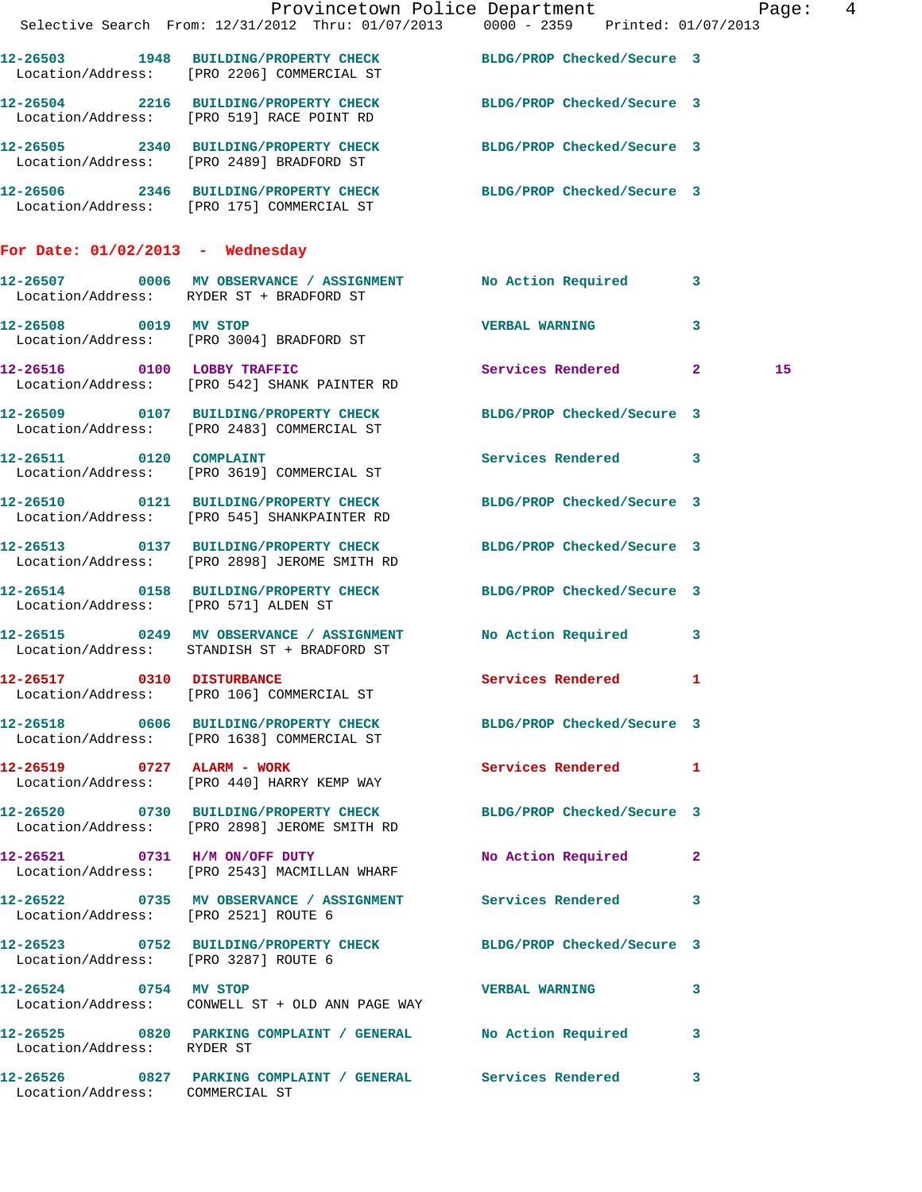12-26503 1948 BUILDING/PROPERTY CHECK BLDG/PROP Checked/Secure 3
Location/Address: [PRO 2206] COMMERCIAL ST

12-26504 2216 BUILDING/PROPERTY CHECK BLDG/PROP Checked/Secure 3
Location/Address: [PRO 519] RACE POINT RD

12-26505 2340 BUILDING/PROPERTY CHECK BLDG/PROP Checked/Secure 3
Location/Address: [PRO 2489] BRADFORD ST

12-26506 2346 BUILDING/PROPERTY CHECK BLDG/PROP Checked/Secure 3
Location/Address: [PRO 175] COMMERCIAL ST

**For Date: 01/02/2013 - Wednesday**

12-26507 0006 MV OBSERVANCE / ASSIGNMENT No Action Required 3
Location/Address: RYDER ST + BRADFORD ST

12-26508 0019 MV STOP VERBAL WARNING 3
Location/Address: [PRO 3004] BRADFORD ST

12-26516 0100 LOBBY TRAFFIC Services Rendered 2 15
Location/Address: [PRO 542] SHANK PAINTER RD

12-26509 0107 BUILDING/PROPERTY CHECK BLDG/PROP Checked/Secure 3
Location/Address: [PRO 2483] COMMERCIAL ST

12-26511 0120 COMPLAINT Services Rendered 3
Location/Address: [PRO 3619] COMMERCIAL ST

12-26510 0121 BUILDING/PROPERTY CHECK BLDG/PROP Checked/Secure 3
Location/Address: [PRO 545] SHANKPAINTER RD

12-26513 0137 BUILDING/PROPERTY CHECK BLDG/PROP Checked/Secure 3
Location/Address: [PRO 2898] JEROME SMITH RD

12-26514 0158 BUILDING/PROPERTY CHECK BLDG/PROP Checked/Secure 3
Location/Address: [PRO 571] ALDEN ST

12-26515 0249 MV OBSERVANCE / ASSIGNMENT No Action Required 3
Location/Address: STANDISH ST + BRADFORD ST

12-26517 0310 DISTURBANCE Services Rendered 1
Location/Address: [PRO 106] COMMERCIAL ST

12-26518 0606 BUILDING/PROPERTY CHECK BLDG/PROP Checked/Secure 3
Location/Address: [PRO 1638] COMMERCIAL ST

12-26519 0727 ALARM - WORK Services Rendered 1
Location/Address: [PRO 440] HARRY KEMP WAY

12-26520 0730 BUILDING/PROPERTY CHECK BLDG/PROP Checked/Secure 3
Location/Address: [PRO 2898] JEROME SMITH RD

12-26521 0731 H/M ON/OFF DUTY No Action Required 2
Location/Address: [PRO 2543] MACMILLAN WHARF

12-26522 0735 MV OBSERVANCE / ASSIGNMENT Services Rendered 3
Location/Address: [PRO 2521] ROUTE 6

12-26523 0752 BUILDING/PROPERTY CHECK BLDG/PROP Checked/Secure 3
Location/Address: [PRO 3287] ROUTE 6

12-26524 0754 MV STOP VERBAL WARNING 3
Location/Address: CONWELL ST + OLD ANN PAGE WAY

12-26525 0820 PARKING COMPLAINT / GENERAL No Action Required 3
Location/Address: RYDER ST

12-26526 0827 PARKING COMPLAINT / GENERAL Services Rendered 3
Location/Address: COMMERCIAL ST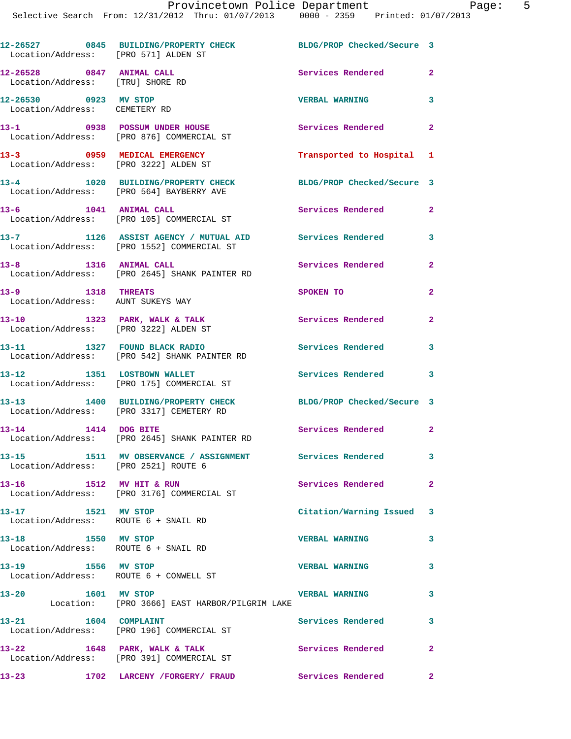12-26527 0845 BUILDING/PROPERTY CHECK BLDG/PROP Checked/Secure 3
Location/Address: [PRO 571] ALDEN ST

12-26528 0847 ANIMAL CALL Services Rendered 2
Location/Address: [TRU] SHORE RD

12-26530 0923 MV STOP VERBAL WARNING 3
Location/Address: CEMETERY RD

13-1 0938 POSSUM UNDER HOUSE Services Rendered 2
Location/Address: [PRO 876] COMMERCIAL ST

13-3 0959 MEDICAL EMERGENCY Transported to Hospital 1
Location/Address: [PRO 3222] ALDEN ST

13-4 1020 BUILDING/PROPERTY CHECK BLDG/PROP Checked/Secure 3
Location/Address: [PRO 564] BAYBERRY AVE

13-6 1041 ANIMAL CALL Services Rendered 2
Location/Address: [PRO 105] COMMERCIAL ST

13-7 1126 ASSIST AGENCY / MUTUAL AID Services Rendered 3
Location/Address: [PRO 1552] COMMERCIAL ST

13-8 1316 ANIMAL CALL Services Rendered 2
Location/Address: [PRO 2645] SHANK PAINTER RD

13-9 1318 THREATS SPOKEN TO 2
Location/Address: AUNT SUKEYS WAY

13-10 1323 PARK, WALK & TALK Services Rendered 2
Location/Address: [PRO 3222] ALDEN ST

13-11 1327 FOUND BLACK RADIO Services Rendered 3
Location/Address: [PRO 542] SHANK PAINTER RD

13-12 1351 LOSTBOWN WALLET Services Rendered 3
Location/Address: [PRO 175] COMMERCIAL ST

13-13 1400 BUILDING/PROPERTY CHECK BLDG/PROP Checked/Secure 3
Location/Address: [PRO 3317] CEMETERY RD

13-14 1414 DOG BITE Services Rendered 2
Location/Address: [PRO 2645] SHANK PAINTER RD

13-15 1511 MV OBSERVANCE / ASSIGNMENT Services Rendered 3
Location/Address: [PRO 2521] ROUTE 6

13-16 1512 MV HIT & RUN Services Rendered 2
Location/Address: [PRO 3176] COMMERCIAL ST

13-17 1521 MV STOP Citation/Warning Issued 3
Location/Address: ROUTE 6 + SNAIL RD

13-18 1550 MV STOP VERBAL WARNING 3
Location/Address: ROUTE 6 + SNAIL RD

13-19 1556 MV STOP VERBAL WARNING 3
Location/Address: ROUTE 6 + CONWELL ST

13-20 1601 MV STOP VERBAL WARNING 3
Location: [PRO 3666] EAST HARBOR/PILGRIM LAKE

13-21 1604 COMPLAINT Services Rendered 3
Location/Address: [PRO 196] COMMERCIAL ST

13-22 1648 PARK, WALK & TALK Services Rendered 2
Location/Address: [PRO 391] COMMERCIAL ST

13-23 1702 LARCENY /FORGERY/ FRAUD Services Rendered 2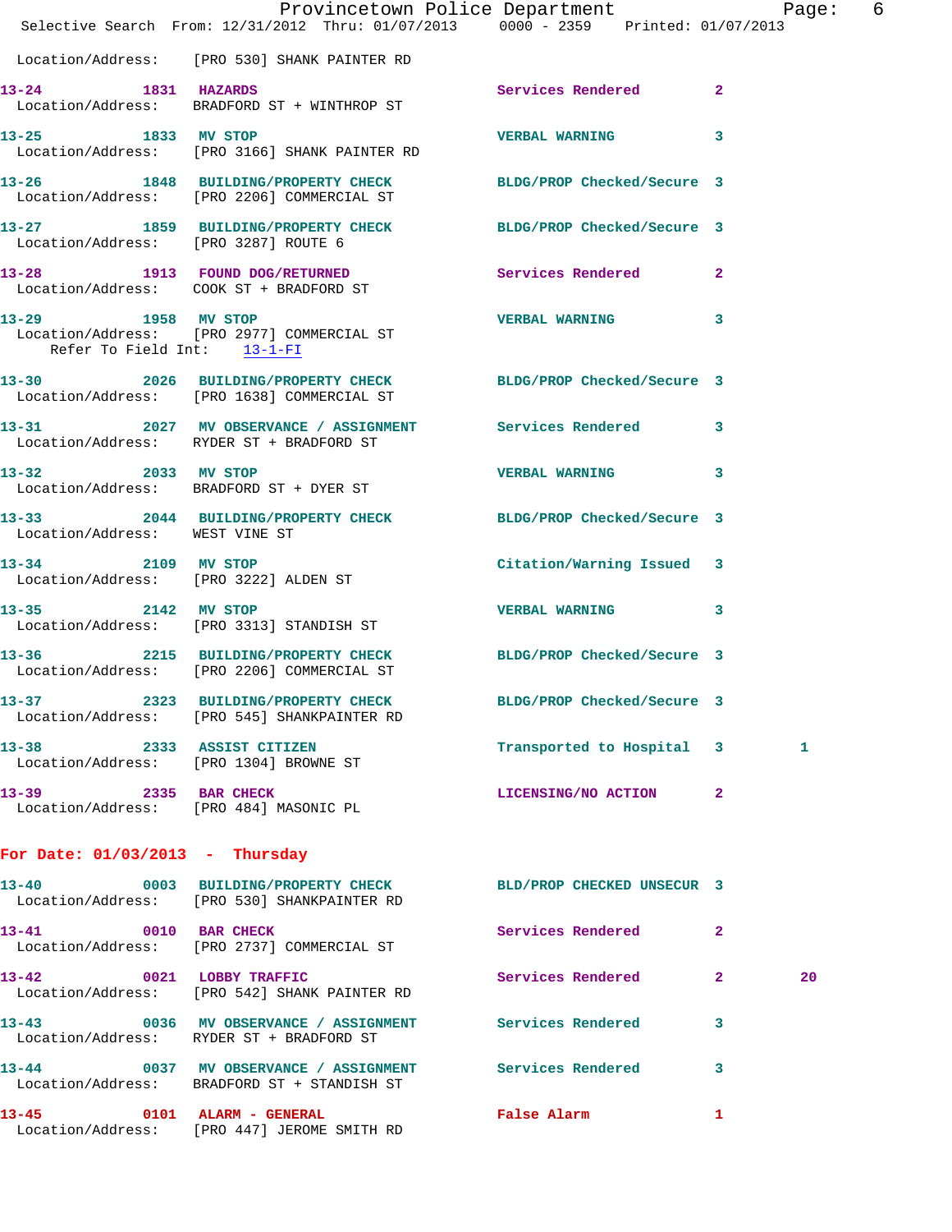Location/Address: [PRO 530] SHANK PAINTER RD

| Call # | Time | Call Type | Disposition | Priority | |
|---|---|---|---|---|---|
| 13-24 | 1831 | HAZARDS | Services Rendered | 2 | |
| | | Location/Address: BRADFORD ST + WINTHROP ST | | | |
| 13-25 | 1833 | MV STOP | VERBAL WARNING | 3 | |
| | | Location/Address: [PRO 3166] SHANK PAINTER RD | | | |
| 13-26 | 1848 | BUILDING/PROPERTY CHECK | BLDG/PROP Checked/Secure | 3 | |
| | | Location/Address: [PRO 2206] COMMERCIAL ST | | | |
| 13-27 | 1859 | BUILDING/PROPERTY CHECK | BLDG/PROP Checked/Secure | 3 | |
| | | Location/Address: [PRO 3287] ROUTE 6 | | | |
| 13-28 | 1913 | FOUND DOG/RETURNED | Services Rendered | 2 | |
| | | Location/Address: COOK ST + BRADFORD ST | | | |
| 13-29 | 1958 | MV STOP | VERBAL WARNING | 3 | |
| | | Location/Address: [PRO 2977] COMMERCIAL ST; Refer To Field Int: 13-1-FI | | | |
| 13-30 | 2026 | BUILDING/PROPERTY CHECK | BLDG/PROP Checked/Secure | 3 | |
| | | Location/Address: [PRO 1638] COMMERCIAL ST | | | |
| 13-31 | 2027 | MV OBSERVANCE / ASSIGNMENT | Services Rendered | 3 | |
| | | Location/Address: RYDER ST + BRADFORD ST | | | |
| 13-32 | 2033 | MV STOP | VERBAL WARNING | 3 | |
| | | Location/Address: BRADFORD ST + DYER ST | | | |
| 13-33 | 2044 | BUILDING/PROPERTY CHECK | BLDG/PROP Checked/Secure | 3 | |
| | | Location/Address: WEST VINE ST | | | |
| 13-34 | 2109 | MV STOP | Citation/Warning Issued | 3 | |
| | | Location/Address: [PRO 3222] ALDEN ST | | | |
| 13-35 | 2142 | MV STOP | VERBAL WARNING | 3 | |
| | | Location/Address: [PRO 3313] STANDISH ST | | | |
| 13-36 | 2215 | BUILDING/PROPERTY CHECK | BLDG/PROP Checked/Secure | 3 | |
| | | Location/Address: [PRO 2206] COMMERCIAL ST | | | |
| 13-37 | 2323 | BUILDING/PROPERTY CHECK | BLDG/PROP Checked/Secure | 3 | |
| | | Location/Address: [PRO 545] SHANKPAINTER RD | | | |
| 13-38 | 2333 | ASSIST CITIZEN | Transported to Hospital | 3 | 1 |
| | | Location/Address: [PRO 1304] BROWNE ST | | | |
| 13-39 | 2335 | BAR CHECK | LICENSING/NO ACTION | 2 | |
| | | Location/Address: [PRO 484] MASONIC PL | | | |

## For Date: 01/03/2013 - Thursday

| Call # | Time | Call Type | Disposition | Priority | |
|---|---|---|---|---|---|
| 13-40 | 0003 | BUILDING/PROPERTY CHECK | BLD/PROP CHECKED UNSECUR | 3 | |
| | | Location/Address: [PRO 530] SHANKPAINTER RD | | | |
| 13-41 | 0010 | BAR CHECK | Services Rendered | 2 | |
| | | Location/Address: [PRO 2737] COMMERCIAL ST | | | |
| 13-42 | 0021 | LOBBY TRAFFIC | Services Rendered | 2 | 20 |
| | | Location/Address: [PRO 542] SHANK PAINTER RD | | | |
| 13-43 | 0036 | MV OBSERVANCE / ASSIGNMENT | Services Rendered | 3 | |
| | | Location/Address: RYDER ST + BRADFORD ST | | | |
| 13-44 | 0037 | MV OBSERVANCE / ASSIGNMENT | Services Rendered | 3 | |
| | | Location/Address: BRADFORD ST + STANDISH ST | | | |
| 13-45 | 0101 | ALARM - GENERAL | False Alarm | 1 | |
| | | Location/Address: [PRO 447] JEROME SMITH RD | | | |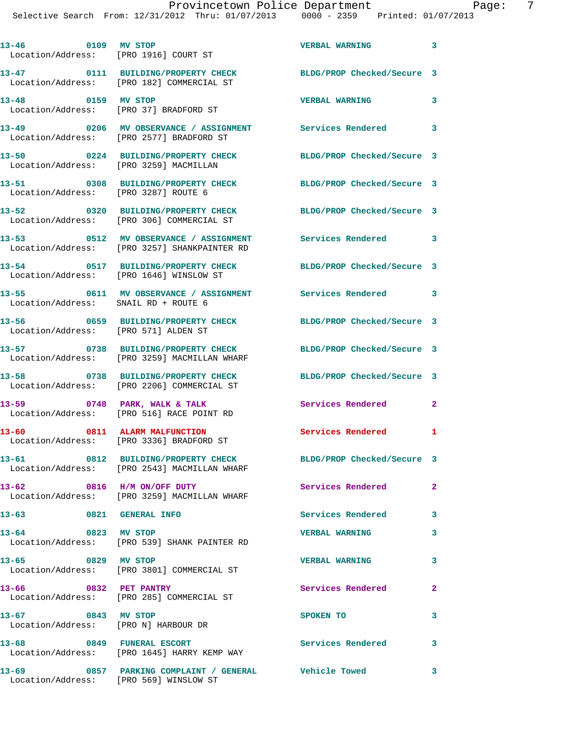13-46 0109 MV STOP VERBAL WARNING 3
Location/Address: [PRO 1916] COURT ST

13-47 0111 BUILDING/PROPERTY CHECK BLDG/PROP Checked/Secure 3
Location/Address: [PRO 182] COMMERCIAL ST

13-48 0159 MV STOP VERBAL WARNING 3
Location/Address: [PRO 37] BRADFORD ST

13-49 0206 MV OBSERVANCE / ASSIGNMENT Services Rendered 3
Location/Address: [PRO 2577] BRADFORD ST

13-50 0224 BUILDING/PROPERTY CHECK BLDG/PROP Checked/Secure 3
Location/Address: [PRO 3259] MACMILLAN

13-51 0308 BUILDING/PROPERTY CHECK BLDG/PROP Checked/Secure 3
Location/Address: [PRO 3287] ROUTE 6

13-52 0320 BUILDING/PROPERTY CHECK BLDG/PROP Checked/Secure 3
Location/Address: [PRO 306] COMMERCIAL ST

13-53 0512 MV OBSERVANCE / ASSIGNMENT Services Rendered 3
Location/Address: [PRO 3257] SHANKPAINTER RD

13-54 0517 BUILDING/PROPERTY CHECK BLDG/PROP Checked/Secure 3
Location/Address: [PRO 1646] WINSLOW ST

13-55 0611 MV OBSERVANCE / ASSIGNMENT Services Rendered 3
Location/Address: SNAIL RD + ROUTE 6

13-56 0659 BUILDING/PROPERTY CHECK BLDG/PROP Checked/Secure 3
Location/Address: [PRO 571] ALDEN ST

13-57 0738 BUILDING/PROPERTY CHECK BLDG/PROP Checked/Secure 3
Location/Address: [PRO 3259] MACMILLAN WHARF

13-58 0738 BUILDING/PROPERTY CHECK BLDG/PROP Checked/Secure 3
Location/Address: [PRO 2206] COMMERCIAL ST

13-59 0748 PARK, WALK & TALK Services Rendered 2
Location/Address: [PRO 516] RACE POINT RD

13-60 0811 ALARM MALFUNCTION Services Rendered 1
Location/Address: [PRO 3336] BRADFORD ST

13-61 0812 BUILDING/PROPERTY CHECK BLDG/PROP Checked/Secure 3
Location/Address: [PRO 2543] MACMILLAN WHARF

13-62 0816 H/M ON/OFF DUTY Services Rendered 2
Location/Address: [PRO 3259] MACMILLAN WHARF

13-63 0821 GENERAL INFO Services Rendered 3

13-64 0823 MV STOP VERBAL WARNING 3
Location/Address: [PRO 539] SHANK PAINTER RD

13-65 0829 MV STOP VERBAL WARNING 3
Location/Address: [PRO 3801] COMMERCIAL ST

13-66 0832 PET PANTRY Services Rendered 2
Location/Address: [PRO 285] COMMERCIAL ST

13-67 0843 MV STOP SPOKEN TO 3
Location/Address: [PRO N] HARBOUR DR

13-68 0849 FUNERAL ESCORT Services Rendered 3
Location/Address: [PRO 1645] HARRY KEMP WAY

13-69 0857 PARKING COMPLAINT / GENERAL Vehicle Towed 3
Location/Address: [PRO 569] WINSLOW ST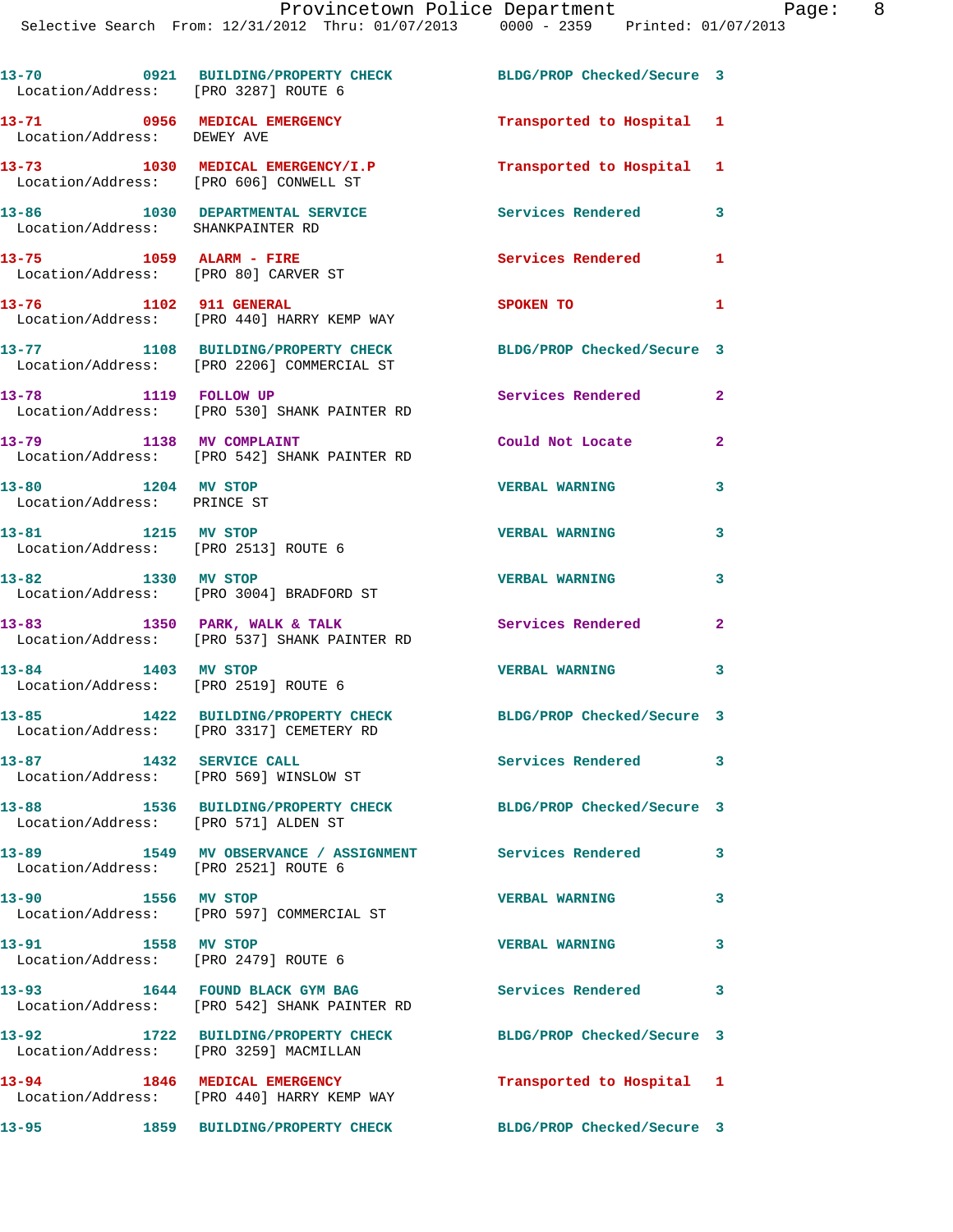13-70 0921 BUILDING/PROPERTY CHECK BLDG/PROP Checked/Secure 3
Location/Address: [PRO 3287] ROUTE 6

13-71 0956 MEDICAL EMERGENCY Transported to Hospital 1
Location/Address: DEWEY AVE

13-73 1030 MEDICAL EMERGENCY/I.P Transported to Hospital 1
Location/Address: [PRO 606] CONWELL ST

13-86 1030 DEPARTMENTAL SERVICE Services Rendered 3
Location/Address: SHANKPAINTER RD

13-75 1059 ALARM - FIRE Services Rendered 1
Location/Address: [PRO 80] CARVER ST

13-76 1102 911 GENERAL SPOKEN TO 1
Location/Address: [PRO 440] HARRY KEMP WAY

13-77 1108 BUILDING/PROPERTY CHECK BLDG/PROP Checked/Secure 3
Location/Address: [PRO 2206] COMMERCIAL ST

13-78 1119 FOLLOW UP Services Rendered 2
Location/Address: [PRO 530] SHANK PAINTER RD

13-79 1138 MV COMPLAINT Could Not Locate 2
Location/Address: [PRO 542] SHANK PAINTER RD

13-80 1204 MV STOP VERBAL WARNING 3
Location/Address: PRINCE ST

13-81 1215 MV STOP VERBAL WARNING 3
Location/Address: [PRO 2513] ROUTE 6

13-82 1330 MV STOP VERBAL WARNING 3
Location/Address: [PRO 3004] BRADFORD ST

13-83 1350 PARK, WALK & TALK Services Rendered 2
Location/Address: [PRO 537] SHANK PAINTER RD

13-84 1403 MV STOP VERBAL WARNING 3
Location/Address: [PRO 2519] ROUTE 6

13-85 1422 BUILDING/PROPERTY CHECK BLDG/PROP Checked/Secure 3
Location/Address: [PRO 3317] CEMETERY RD

13-87 1432 SERVICE CALL Services Rendered 3
Location/Address: [PRO 569] WINSLOW ST

13-88 1536 BUILDING/PROPERTY CHECK BLDG/PROP Checked/Secure 3
Location/Address: [PRO 571] ALDEN ST

13-89 1549 MV OBSERVANCE / ASSIGNMENT Services Rendered 3
Location/Address: [PRO 2521] ROUTE 6

13-90 1556 MV STOP VERBAL WARNING 3
Location/Address: [PRO 597] COMMERCIAL ST

13-91 1558 MV STOP VERBAL WARNING 3
Location/Address: [PRO 2479] ROUTE 6

13-93 1644 FOUND BLACK GYM BAG Services Rendered 3
Location/Address: [PRO 542] SHANK PAINTER RD

13-92 1722 BUILDING/PROPERTY CHECK BLDG/PROP Checked/Secure 3
Location/Address: [PRO 3259] MACMILLAN

13-94 1846 MEDICAL EMERGENCY Transported to Hospital 1
Location/Address: [PRO 440] HARRY KEMP WAY

13-95 1859 BUILDING/PROPERTY CHECK BLDG/PROP Checked/Secure 3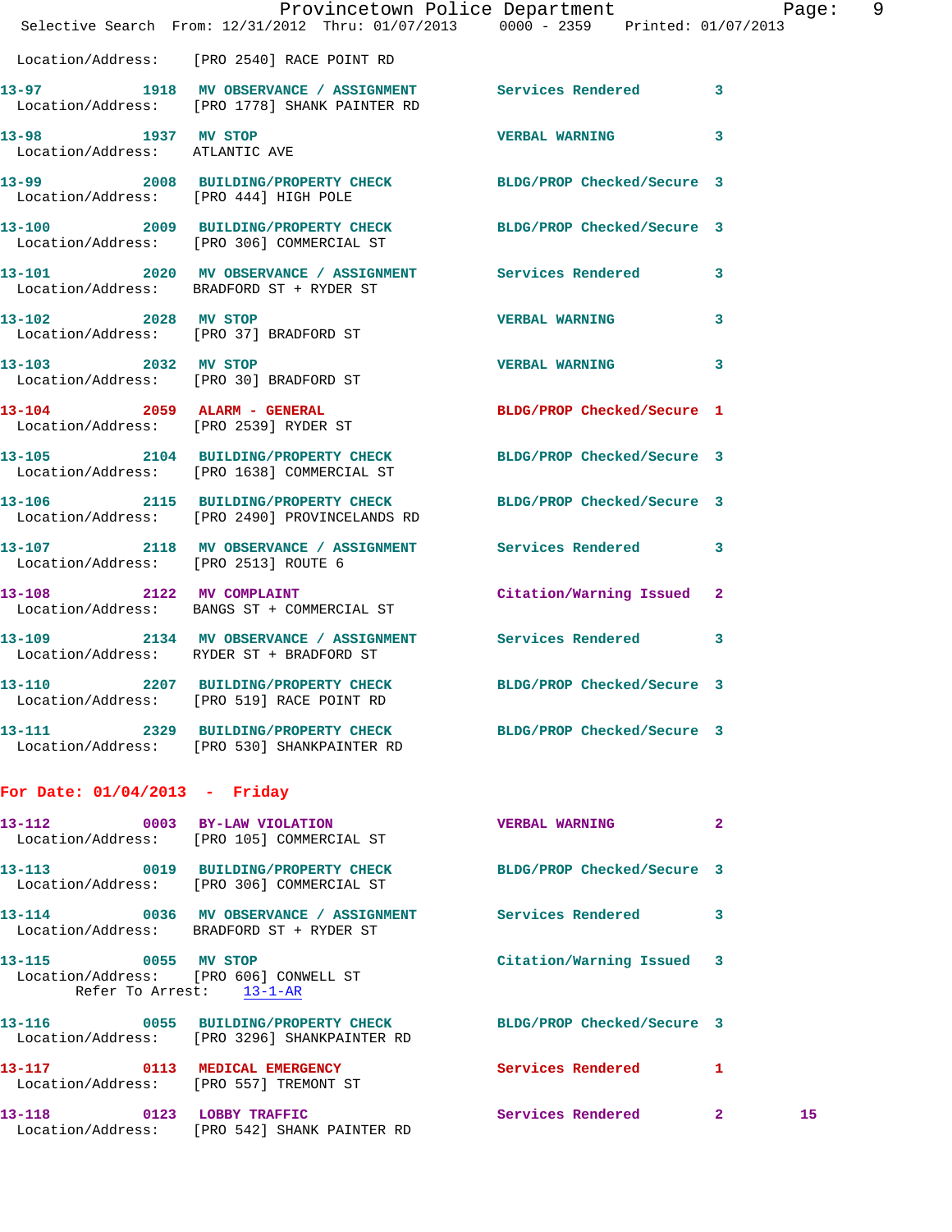Location/Address: [PRO 2540] RACE POINT RD

| | | | | |
|---|---|---|---|---|
| 13-97 | 1918 | MV OBSERVANCE / ASSIGNMENT | Services Rendered | 3 |

Location/Address: [PRO 1778] SHANK PAINTER RD

| | | | | |
|---|---|---|---|---|
| 13-98 | 1937 | MV STOP | VERBAL WARNING | 3 |

Location/Address: ATLANTIC AVE

| | | | | |
|---|---|---|---|---|
| 13-99 | 2008 | BUILDING/PROPERTY CHECK | BLDG/PROP Checked/Secure | 3 |

Location/Address: [PRO 444] HIGH POLE

| | | | | |
|---|---|---|---|---|
| 13-100 | 2009 | BUILDING/PROPERTY CHECK | BLDG/PROP Checked/Secure | 3 |

Location/Address: [PRO 306] COMMERCIAL ST

| | | | | |
|---|---|---|---|---|
| 13-101 | 2020 | MV OBSERVANCE / ASSIGNMENT | Services Rendered | 3 |

Location/Address: BRADFORD ST + RYDER ST

| | | | | |
|---|---|---|---|---|
| 13-102 | 2028 | MV STOP | VERBAL WARNING | 3 |

Location/Address: [PRO 37] BRADFORD ST

| | | | | |
|---|---|---|---|---|
| 13-103 | 2032 | MV STOP | VERBAL WARNING | 3 |

Location/Address: [PRO 30] BRADFORD ST

| | | | | |
|---|---|---|---|---|
| 13-104 | 2059 | ALARM - GENERAL | BLDG/PROP Checked/Secure | 1 |

Location/Address: [PRO 2539] RYDER ST

| | | | | |
|---|---|---|---|---|
| 13-105 | 2104 | BUILDING/PROPERTY CHECK | BLDG/PROP Checked/Secure | 3 |

Location/Address: [PRO 1638] COMMERCIAL ST

| | | | | |
|---|---|---|---|---|
| 13-106 | 2115 | BUILDING/PROPERTY CHECK | BLDG/PROP Checked/Secure | 3 |

Location/Address: [PRO 2490] PROVINCELANDS RD

| | | | | |
|---|---|---|---|---|
| 13-107 | 2118 | MV OBSERVANCE / ASSIGNMENT | Services Rendered | 3 |

Location/Address: [PRO 2513] ROUTE 6

| | | | | |
|---|---|---|---|---|
| 13-108 | 2122 | MV COMPLAINT | Citation/Warning Issued | 2 |

Location/Address: BANGS ST + COMMERCIAL ST

| | | | | |
|---|---|---|---|---|
| 13-109 | 2134 | MV OBSERVANCE / ASSIGNMENT | Services Rendered | 3 |

Location/Address: RYDER ST + BRADFORD ST

| | | | | |
|---|---|---|---|---|
| 13-110 | 2207 | BUILDING/PROPERTY CHECK | BLDG/PROP Checked/Secure | 3 |

Location/Address: [PRO 519] RACE POINT RD

| | | | | |
|---|---|---|---|---|
| 13-111 | 2329 | BUILDING/PROPERTY CHECK | BLDG/PROP Checked/Secure | 3 |

Location/Address: [PRO 530] SHANKPAINTER RD

## For Date: 01/04/2013 - Friday

| | | | | |
|---|---|---|---|---|
| 13-112 | 0003 | BY-LAW VIOLATION | VERBAL WARNING | 2 |

Location/Address: [PRO 105] COMMERCIAL ST

| | | | | |
|---|---|---|---|---|
| 13-113 | 0019 | BUILDING/PROPERTY CHECK | BLDG/PROP Checked/Secure | 3 |

Location/Address: [PRO 306] COMMERCIAL ST

| | | | | |
|---|---|---|---|---|
| 13-114 | 0036 | MV OBSERVANCE / ASSIGNMENT | Services Rendered | 3 |

Location/Address: BRADFORD ST + RYDER ST

| | | | | |
|---|---|---|---|---|
| 13-115 | 0055 | MV STOP | Citation/Warning Issued | 3 |

Location/Address: [PRO 606] CONWELL ST
Refer To Arrest: 13-1-AR

| | | | | |
|---|---|---|---|---|
| 13-116 | 0055 | BUILDING/PROPERTY CHECK | BLDG/PROP Checked/Secure | 3 |

Location/Address: [PRO 3296] SHANKPAINTER RD

| | | | | |
|---|---|---|---|---|
| 13-117 | 0113 | MEDICAL EMERGENCY | Services Rendered | 1 |

Location/Address: [PRO 557] TREMONT ST

| | | | | | |
|---|---|---|---|---|---|
| 13-118 | 0123 | LOBBY TRAFFIC | Services Rendered | 2 | 15 |

Location/Address: [PRO 542] SHANK PAINTER RD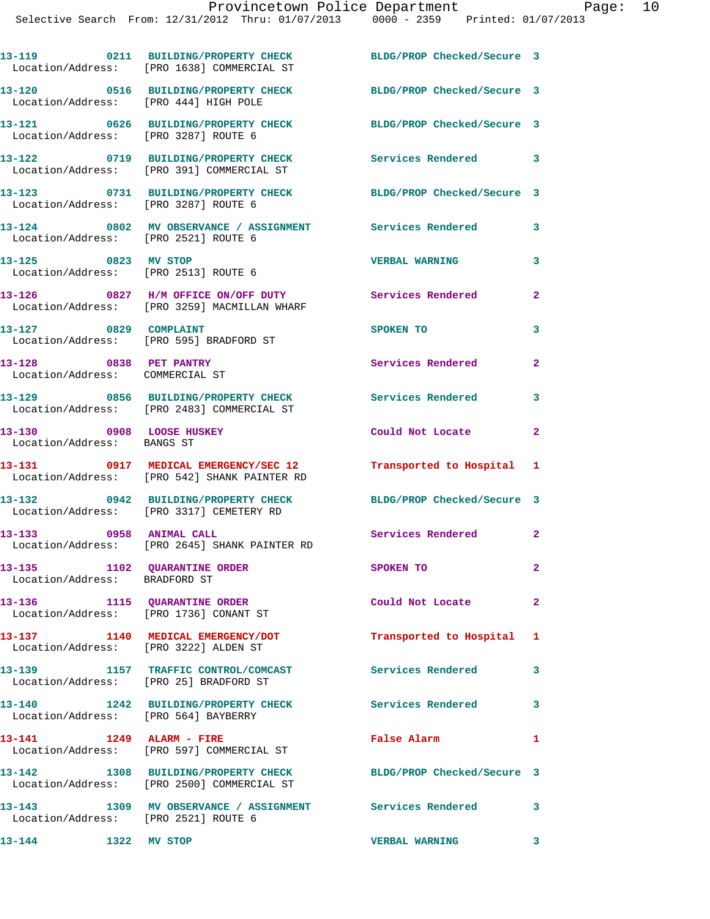13-119 0211 BUILDING/PROPERTY CHECK BLDG/PROP Checked/Secure 3
Location/Address: [PRO 1638] COMMERCIAL ST

13-120 0516 BUILDING/PROPERTY CHECK BLDG/PROP Checked/Secure 3
Location/Address: [PRO 444] HIGH POLE

13-121 0626 BUILDING/PROPERTY CHECK BLDG/PROP Checked/Secure 3
Location/Address: [PRO 3287] ROUTE 6

13-122 0719 BUILDING/PROPERTY CHECK Services Rendered 3
Location/Address: [PRO 391] COMMERCIAL ST

13-123 0731 BUILDING/PROPERTY CHECK BLDG/PROP Checked/Secure 3
Location/Address: [PRO 3287] ROUTE 6

13-124 0802 MV OBSERVANCE / ASSIGNMENT Services Rendered 3
Location/Address: [PRO 2521] ROUTE 6

13-125 0823 MV STOP VERBAL WARNING 3
Location/Address: [PRO 2513] ROUTE 6

13-126 0827 H/M OFFICE ON/OFF DUTY Services Rendered 2
Location/Address: [PRO 3259] MACMILLAN WHARF

13-127 0829 COMPLAINT SPOKEN TO 3
Location/Address: [PRO 595] BRADFORD ST

13-128 0838 PET PANTRY Services Rendered 2
Location/Address: COMMERCIAL ST

13-129 0856 BUILDING/PROPERTY CHECK Services Rendered 3
Location/Address: [PRO 2483] COMMERCIAL ST

13-130 0908 LOOSE HUSKEY Could Not Locate 2
Location/Address: BANGS ST

13-131 0917 MEDICAL EMERGENCY/SEC 12 Transported to Hospital 1
Location/Address: [PRO 542] SHANK PAINTER RD

13-132 0942 BUILDING/PROPERTY CHECK BLDG/PROP Checked/Secure 3
Location/Address: [PRO 3317] CEMETERY RD

13-133 0958 ANIMAL CALL Services Rendered 2
Location/Address: [PRO 2645] SHANK PAINTER RD

13-135 1102 QUARANTINE ORDER SPOKEN TO 2
Location/Address: BRADFORD ST

13-136 1115 QUARANTINE ORDER Could Not Locate 2
Location/Address: [PRO 1736] CONANT ST

13-137 1140 MEDICAL EMERGENCY/DOT Transported to Hospital 1
Location/Address: [PRO 3222] ALDEN ST

13-139 1157 TRAFFIC CONTROL/COMCAST Services Rendered 3
Location/Address: [PRO 25] BRADFORD ST

13-140 1242 BUILDING/PROPERTY CHECK Services Rendered 3
Location/Address: [PRO 564] BAYBERRY

13-141 1249 ALARM - FIRE False Alarm 1
Location/Address: [PRO 597] COMMERCIAL ST

13-142 1308 BUILDING/PROPERTY CHECK BLDG/PROP Checked/Secure 3
Location/Address: [PRO 2500] COMMERCIAL ST

13-143 1309 MV OBSERVANCE / ASSIGNMENT Services Rendered 3
Location/Address: [PRO 2521] ROUTE 6

13-144 1322 MV STOP VERBAL WARNING 3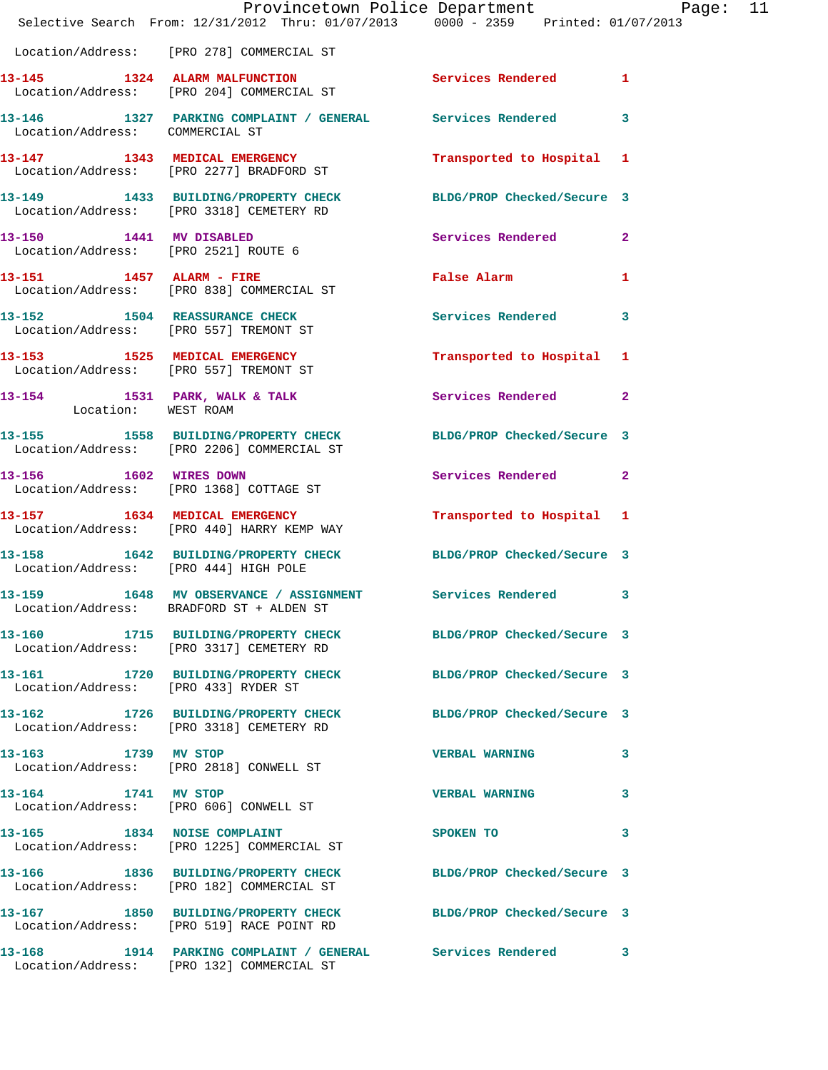Location/Address: [PRO 278] COMMERCIAL ST

| Call # | Time | Call Reason | Action | Priority |
|---|---|---|---|---|
| 13-145 | 1324 | ALARM MALFUNCTION | Services Rendered | 1 |
| | | Location/Address: [PRO 204] COMMERCIAL ST | | |
| 13-146 | 1327 | PARKING COMPLAINT / GENERAL | Services Rendered | 3 |
| | | Location/Address: COMMERCIAL ST | | |
| 13-147 | 1343 | MEDICAL EMERGENCY | Transported to Hospital | 1 |
| | | Location/Address: [PRO 2277] BRADFORD ST | | |
| 13-149 | 1433 | BUILDING/PROPERTY CHECK | BLDG/PROP Checked/Secure | 3 |
| | | Location/Address: [PRO 3318] CEMETERY RD | | |
| 13-150 | 1441 | MV DISABLED | Services Rendered | 2 |
| | | Location/Address: [PRO 2521] ROUTE 6 | | |
| 13-151 | 1457 | ALARM - FIRE | False Alarm | 1 |
| | | Location/Address: [PRO 838] COMMERCIAL ST | | |
| 13-152 | 1504 | REASSURANCE CHECK | Services Rendered | 3 |
| | | Location/Address: [PRO 557] TREMONT ST | | |
| 13-153 | 1525 | MEDICAL EMERGENCY | Transported to Hospital | 1 |
| | | Location/Address: [PRO 557] TREMONT ST | | |
| 13-154 | 1531 | PARK, WALK & TALK | Services Rendered | 2 |
| | | Location: WEST ROAM | | |
| 13-155 | 1558 | BUILDING/PROPERTY CHECK | BLDG/PROP Checked/Secure | 3 |
| | | Location/Address: [PRO 2206] COMMERCIAL ST | | |
| 13-156 | 1602 | WIRES DOWN | Services Rendered | 2 |
| | | Location/Address: [PRO 1368] COTTAGE ST | | |
| 13-157 | 1634 | MEDICAL EMERGENCY | Transported to Hospital | 1 |
| | | Location/Address: [PRO 440] HARRY KEMP WAY | | |
| 13-158 | 1642 | BUILDING/PROPERTY CHECK | BLDG/PROP Checked/Secure | 3 |
| | | Location/Address: [PRO 444] HIGH POLE | | |
| 13-159 | 1648 | MV OBSERVANCE / ASSIGNMENT | Services Rendered | 3 |
| | | Location/Address: BRADFORD ST + ALDEN ST | | |
| 13-160 | 1715 | BUILDING/PROPERTY CHECK | BLDG/PROP Checked/Secure | 3 |
| | | Location/Address: [PRO 3317] CEMETERY RD | | |
| 13-161 | 1720 | BUILDING/PROPERTY CHECK | BLDG/PROP Checked/Secure | 3 |
| | | Location/Address: [PRO 433] RYDER ST | | |
| 13-162 | 1726 | BUILDING/PROPERTY CHECK | BLDG/PROP Checked/Secure | 3 |
| | | Location/Address: [PRO 3318] CEMETERY RD | | |
| 13-163 | 1739 | MV STOP | VERBAL WARNING | 3 |
| | | Location/Address: [PRO 2818] CONWELL ST | | |
| 13-164 | 1741 | MV STOP | VERBAL WARNING | 3 |
| | | Location/Address: [PRO 606] CONWELL ST | | |
| 13-165 | 1834 | NOISE COMPLAINT | SPOKEN TO | 3 |
| | | Location/Address: [PRO 1225] COMMERCIAL ST | | |
| 13-166 | 1836 | BUILDING/PROPERTY CHECK | BLDG/PROP Checked/Secure | 3 |
| | | Location/Address: [PRO 182] COMMERCIAL ST | | |
| 13-167 | 1850 | BUILDING/PROPERTY CHECK | BLDG/PROP Checked/Secure | 3 |
| | | Location/Address: [PRO 519] RACE POINT RD | | |
| 13-168 | 1914 | PARKING COMPLAINT / GENERAL | Services Rendered | 3 |
| | | Location/Address: [PRO 132] COMMERCIAL ST | | |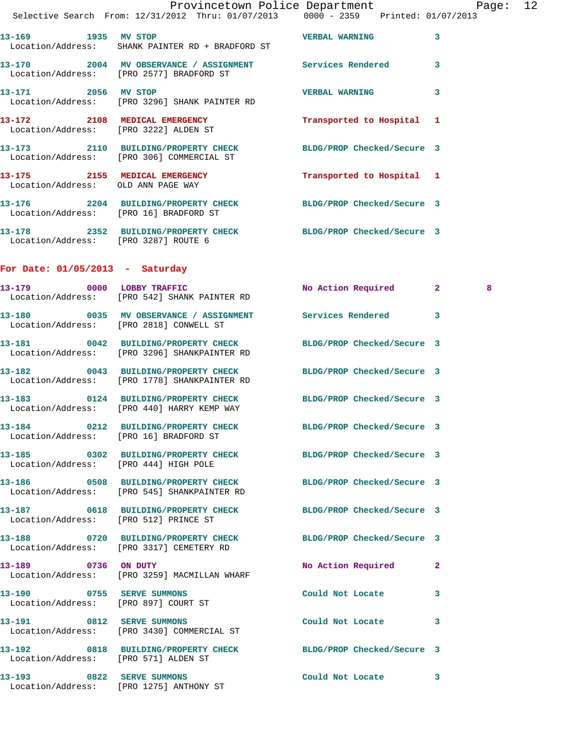13-169 1935 MV STOP VERBAL WARNING 3
Location/Address: SHANK PAINTER RD + BRADFORD ST

13-170 2004 MV OBSERVANCE / ASSIGNMENT Services Rendered 3
Location/Address: [PRO 2577] BRADFORD ST

13-171 2056 MV STOP VERBAL WARNING 3
Location/Address: [PRO 3296] SHANK PAINTER RD

13-172 2108 MEDICAL EMERGENCY Transported to Hospital 1
Location/Address: [PRO 3222] ALDEN ST

13-173 2110 BUILDING/PROPERTY CHECK BLDG/PROP Checked/Secure 3
Location/Address: [PRO 306] COMMERCIAL ST

13-175 2155 MEDICAL EMERGENCY Transported to Hospital 1
Location/Address: OLD ANN PAGE WAY

13-176 2204 BUILDING/PROPERTY CHECK BLDG/PROP Checked/Secure 3
Location/Address: [PRO 16] BRADFORD ST

13-178 2352 BUILDING/PROPERTY CHECK BLDG/PROP Checked/Secure 3
Location/Address: [PRO 3287] ROUTE 6

## For Date: 01/05/2013 - Saturday

13-179 0000 LOBBY TRAFFIC No Action Required 2 8
Location/Address: [PRO 542] SHANK PAINTER RD

13-180 0035 MV OBSERVANCE / ASSIGNMENT Services Rendered 3
Location/Address: [PRO 2818] CONWELL ST

13-181 0042 BUILDING/PROPERTY CHECK BLDG/PROP Checked/Secure 3
Location/Address: [PRO 3296] SHANKPAINTER RD

13-182 0043 BUILDING/PROPERTY CHECK BLDG/PROP Checked/Secure 3
Location/Address: [PRO 1778] SHANKPAINTER RD

13-183 0124 BUILDING/PROPERTY CHECK BLDG/PROP Checked/Secure 3
Location/Address: [PRO 440] HARRY KEMP WAY

13-184 0212 BUILDING/PROPERTY CHECK BLDG/PROP Checked/Secure 3
Location/Address: [PRO 16] BRADFORD ST

13-185 0302 BUILDING/PROPERTY CHECK BLDG/PROP Checked/Secure 3
Location/Address: [PRO 444] HIGH POLE

13-186 0508 BUILDING/PROPERTY CHECK BLDG/PROP Checked/Secure 3
Location/Address: [PRO 545] SHANKPAINTER RD

13-187 0618 BUILDING/PROPERTY CHECK BLDG/PROP Checked/Secure 3
Location/Address: [PRO 512] PRINCE ST

13-188 0720 BUILDING/PROPERTY CHECK BLDG/PROP Checked/Secure 3
Location/Address: [PRO 3317] CEMETERY RD

13-189 0736 ON DUTY No Action Required 2
Location/Address: [PRO 3259] MACMILLAN WHARF

13-190 0755 SERVE SUMMONS Could Not Locate 3
Location/Address: [PRO 897] COURT ST

13-191 0812 SERVE SUMMONS Could Not Locate 3
Location/Address: [PRO 3430] COMMERCIAL ST

13-192 0818 BUILDING/PROPERTY CHECK BLDG/PROP Checked/Secure 3
Location/Address: [PRO 571] ALDEN ST

13-193 0822 SERVE SUMMONS Could Not Locate 3
Location/Address: [PRO 1275] ANTHONY ST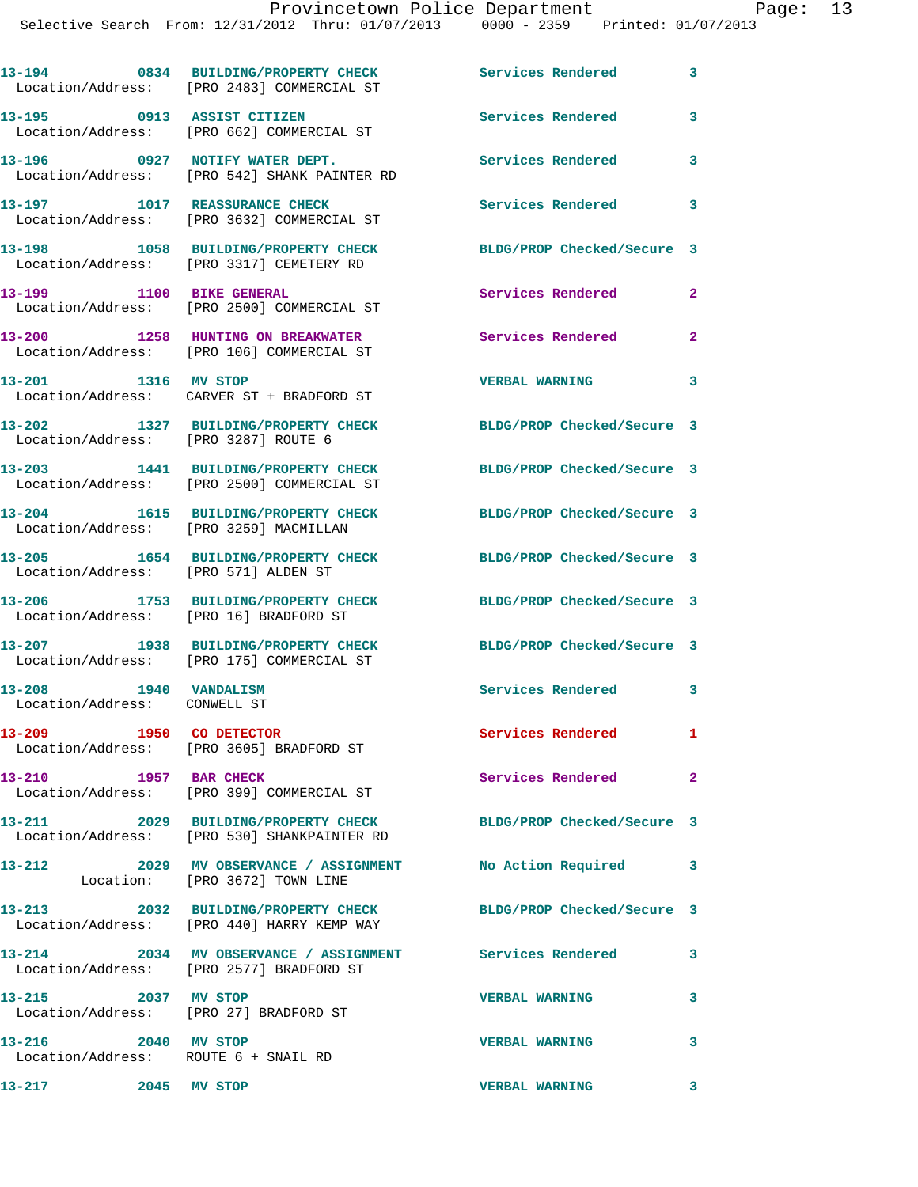```
13-194         0834  BUILDING/PROPERTY CHECK            Services Rendered         3
  Location/Address:   [PRO 2483] COMMERCIAL ST

13-195         0913  ASSIST CITIZEN                     Services Rendered         3
  Location/Address:   [PRO 662] COMMERCIAL ST

13-196         0927  NOTIFY WATER DEPT.                 Services Rendered         3
  Location/Address:   [PRO 542] SHANK PAINTER RD

13-197         1017  REASSURANCE CHECK                  Services Rendered         3
  Location/Address:   [PRO 3632] COMMERCIAL ST

13-198         1058  BUILDING/PROPERTY CHECK            BLDG/PROP Checked/Secure  3
  Location/Address:   [PRO 3317] CEMETERY RD

13-199         1100  BIKE GENERAL                       Services Rendered         2
  Location/Address:   [PRO 2500] COMMERCIAL ST

13-200         1258  HUNTING ON BREAKWATER              Services Rendered         2
  Location/Address:   [PRO 106] COMMERCIAL ST

13-201         1316  MV STOP                            VERBAL WARNING            3
  Location/Address:   CARVER ST + BRADFORD ST

13-202         1327  BUILDING/PROPERTY CHECK            BLDG/PROP Checked/Secure  3
  Location/Address:   [PRO 3287] ROUTE 6

13-203         1441  BUILDING/PROPERTY CHECK            BLDG/PROP Checked/Secure  3
  Location/Address:   [PRO 2500] COMMERCIAL ST

13-204         1615  BUILDING/PROPERTY CHECK            BLDG/PROP Checked/Secure  3
  Location/Address:   [PRO 3259] MACMILLAN

13-205         1654  BUILDING/PROPERTY CHECK            BLDG/PROP Checked/Secure  3
  Location/Address:   [PRO 571] ALDEN ST

13-206         1753  BUILDING/PROPERTY CHECK            BLDG/PROP Checked/Secure  3
  Location/Address:   [PRO 16] BRADFORD ST

13-207         1938  BUILDING/PROPERTY CHECK            BLDG/PROP Checked/Secure  3
  Location/Address:   [PRO 175] COMMERCIAL ST

13-208         1940  VANDALISM                          Services Rendered         3
  Location/Address:   CONWELL ST

13-209         1950  CO DETECTOR                        Services Rendered         1
  Location/Address:   [PRO 3605] BRADFORD ST

13-210         1957  BAR CHECK                          Services Rendered         2
  Location/Address:   [PRO 399] COMMERCIAL ST

13-211         2029  BUILDING/PROPERTY CHECK            BLDG/PROP Checked/Secure  3
  Location/Address:   [PRO 530] SHANKPAINTER RD

13-212         2029  MV OBSERVANCE / ASSIGNMENT         No Action Required        3
         Location:   [PRO 3672] TOWN LINE

13-213         2032  BUILDING/PROPERTY CHECK            BLDG/PROP Checked/Secure  3
  Location/Address:   [PRO 440] HARRY KEMP WAY

13-214         2034  MV OBSERVANCE / ASSIGNMENT         Services Rendered         3
  Location/Address:   [PRO 2577] BRADFORD ST

13-215         2037  MV STOP                            VERBAL WARNING            3
  Location/Address:   [PRO 27] BRADFORD ST

13-216         2040  MV STOP                            VERBAL WARNING            3
  Location/Address:   ROUTE 6 + SNAIL RD

13-217         2045  MV STOP                            VERBAL WARNING            3
```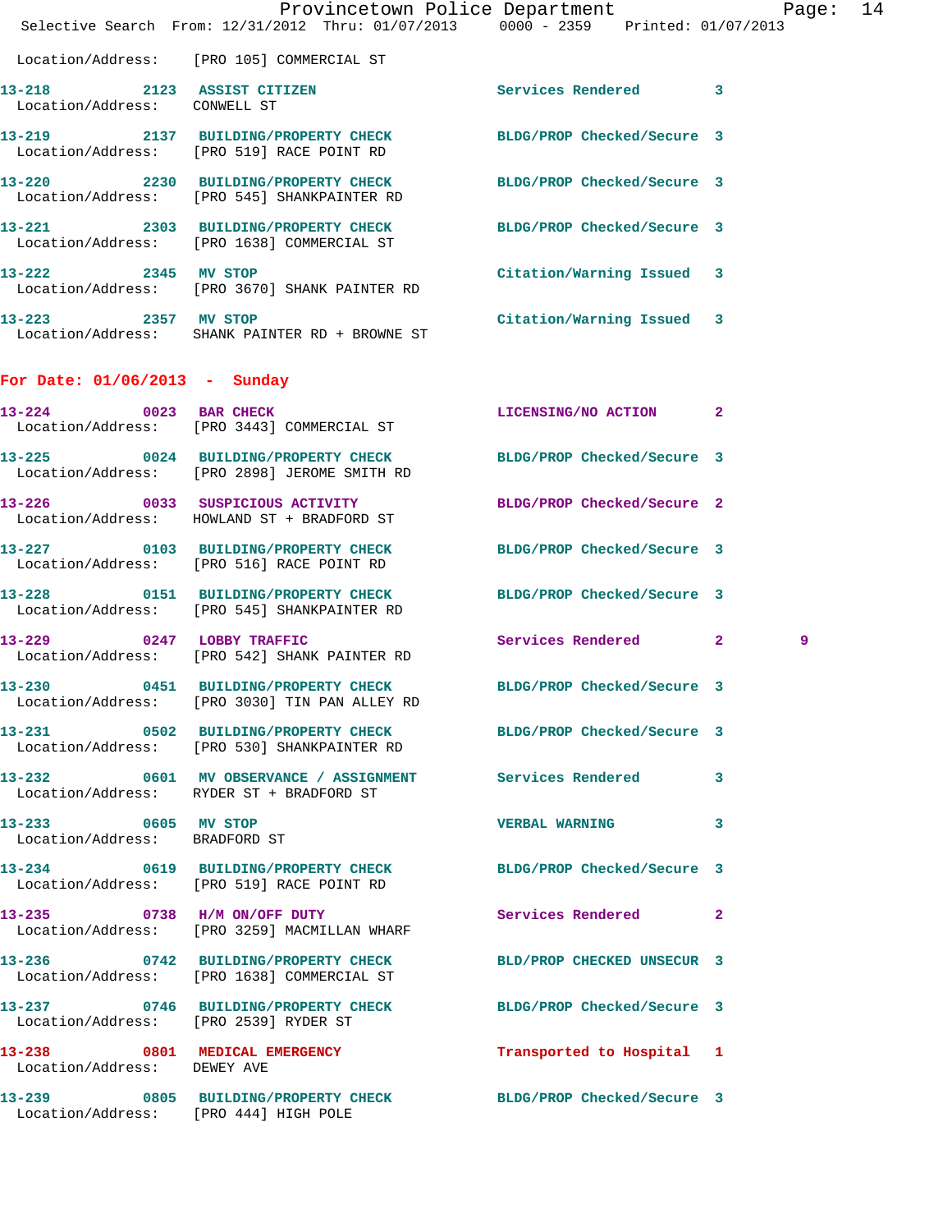Location/Address: [PRO 105] COMMERCIAL ST

| Call # | Time | Call Reason | Action | Priority | |
|---|---|---|---|---|---|
| 13-218 | 2123 | ASSIST CITIZEN | Services Rendered | 3 | |
| | | Location/Address: CONWELL ST | | | |
| 13-219 | 2137 | BUILDING/PROPERTY CHECK | BLDG/PROP Checked/Secure | 3 | |
| | | Location/Address: [PRO 519] RACE POINT RD | | | |
| 13-220 | 2230 | BUILDING/PROPERTY CHECK | BLDG/PROP Checked/Secure | 3 | |
| | | Location/Address: [PRO 545] SHANKPAINTER RD | | | |
| 13-221 | 2303 | BUILDING/PROPERTY CHECK | BLDG/PROP Checked/Secure | 3 | |
| | | Location/Address: [PRO 1638] COMMERCIAL ST | | | |
| 13-222 | 2345 | MV STOP | Citation/Warning Issued | 3 | |
| | | Location/Address: [PRO 3670] SHANK PAINTER RD | | | |
| 13-223 | 2357 | MV STOP | Citation/Warning Issued | 3 | |
| | | Location/Address: SHANK PAINTER RD + BROWNE ST | | | |

**For Date: 01/06/2013 - Sunday**

| Call # | Time | Call Reason | Action | Priority | |
|---|---|---|---|---|---|
| 13-224 | 0023 | BAR CHECK | LICENSING/NO ACTION | 2 | |
| | | Location/Address: [PRO 3443] COMMERCIAL ST | | | |
| 13-225 | 0024 | BUILDING/PROPERTY CHECK | BLDG/PROP Checked/Secure | 3 | |
| | | Location/Address: [PRO 2898] JEROME SMITH RD | | | |
| 13-226 | 0033 | SUSPICIOUS ACTIVITY | BLDG/PROP Checked/Secure | 2 | |
| | | Location/Address: HOWLAND ST + BRADFORD ST | | | |
| 13-227 | 0103 | BUILDING/PROPERTY CHECK | BLDG/PROP Checked/Secure | 3 | |
| | | Location/Address: [PRO 516] RACE POINT RD | | | |
| 13-228 | 0151 | BUILDING/PROPERTY CHECK | BLDG/PROP Checked/Secure | 3 | |
| | | Location/Address: [PRO 545] SHANKPAINTER RD | | | |
| 13-229 | 0247 | LOBBY TRAFFIC | Services Rendered | 2 | 9 |
| | | Location/Address: [PRO 542] SHANK PAINTER RD | | | |
| 13-230 | 0451 | BUILDING/PROPERTY CHECK | BLDG/PROP Checked/Secure | 3 | |
| | | Location/Address: [PRO 3030] TIN PAN ALLEY RD | | | |
| 13-231 | 0502 | BUILDING/PROPERTY CHECK | BLDG/PROP Checked/Secure | 3 | |
| | | Location/Address: [PRO 530] SHANKPAINTER RD | | | |
| 13-232 | 0601 | MV OBSERVANCE / ASSIGNMENT | Services Rendered | 3 | |
| | | Location/Address: RYDER ST + BRADFORD ST | | | |
| 13-233 | 0605 | MV STOP | VERBAL WARNING | 3 | |
| | | Location/Address: BRADFORD ST | | | |
| 13-234 | 0619 | BUILDING/PROPERTY CHECK | BLDG/PROP Checked/Secure | 3 | |
| | | Location/Address: [PRO 519] RACE POINT RD | | | |
| 13-235 | 0738 | H/M ON/OFF DUTY | Services Rendered | 2 | |
| | | Location/Address: [PRO 3259] MACMILLAN WHARF | | | |
| 13-236 | 0742 | BUILDING/PROPERTY CHECK | BLD/PROP CHECKED UNSECUR | 3 | |
| | | Location/Address: [PRO 1638] COMMERCIAL ST | | | |
| 13-237 | 0746 | BUILDING/PROPERTY CHECK | BLDG/PROP Checked/Secure | 3 | |
| | | Location/Address: [PRO 2539] RYDER ST | | | |
| 13-238 | 0801 | MEDICAL EMERGENCY | Transported to Hospital | 1 | |
| | | Location/Address: DEWEY AVE | | | |
| 13-239 | 0805 | BUILDING/PROPERTY CHECK | BLDG/PROP Checked/Secure | 3 | |
| | | Location/Address: [PRO 444] HIGH POLE | | | |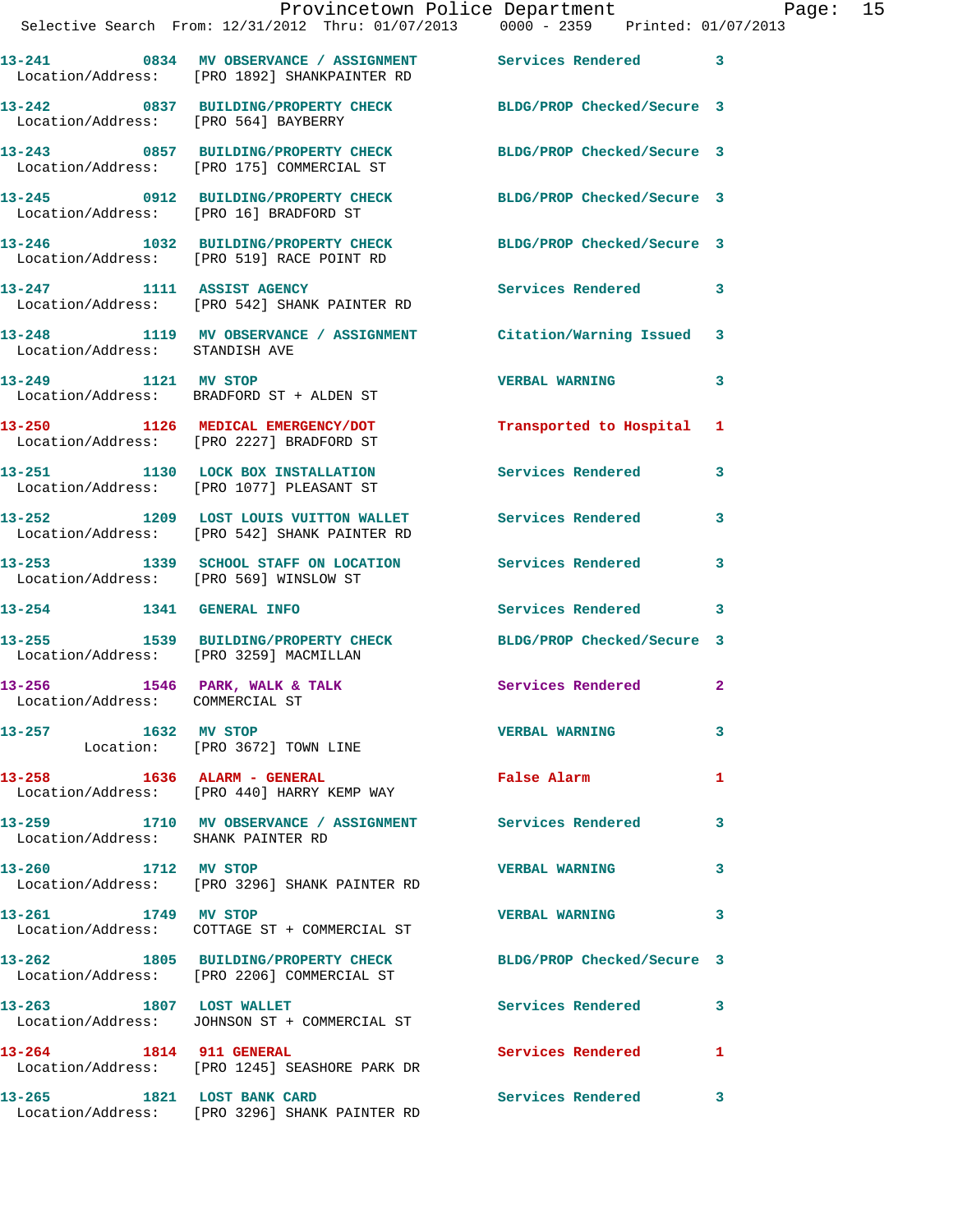13-241 0834 MV OBSERVANCE / ASSIGNMENT Services Rendered 3
Location/Address: [PRO 1892] SHANKPAINTER RD

13-242 0837 BUILDING/PROPERTY CHECK BLDG/PROP Checked/Secure 3
Location/Address: [PRO 564] BAYBERRY

13-243 0857 BUILDING/PROPERTY CHECK BLDG/PROP Checked/Secure 3
Location/Address: [PRO 175] COMMERCIAL ST

13-245 0912 BUILDING/PROPERTY CHECK BLDG/PROP Checked/Secure 3
Location/Address: [PRO 16] BRADFORD ST

13-246 1032 BUILDING/PROPERTY CHECK BLDG/PROP Checked/Secure 3
Location/Address: [PRO 519] RACE POINT RD

13-247 1111 ASSIST AGENCY Services Rendered 3
Location/Address: [PRO 542] SHANK PAINTER RD

13-248 1119 MV OBSERVANCE / ASSIGNMENT Citation/Warning Issued 3
Location/Address: STANDISH AVE

13-249 1121 MV STOP VERBAL WARNING 3
Location/Address: BRADFORD ST + ALDEN ST

13-250 1126 MEDICAL EMERGENCY/DOT Transported to Hospital 1
Location/Address: [PRO 2227] BRADFORD ST

13-251 1130 LOCK BOX INSTALLATION Services Rendered 3
Location/Address: [PRO 1077] PLEASANT ST

13-252 1209 LOST LOUIS VUITTON WALLET Services Rendered 3
Location/Address: [PRO 542] SHANK PAINTER RD

13-253 1339 SCHOOL STAFF ON LOCATION Services Rendered 3
Location/Address: [PRO 569] WINSLOW ST

13-254 1341 GENERAL INFO Services Rendered 3

13-255 1539 BUILDING/PROPERTY CHECK BLDG/PROP Checked/Secure 3
Location/Address: [PRO 3259] MACMILLAN

13-256 1546 PARK, WALK & TALK Services Rendered 2
Location/Address: COMMERCIAL ST

13-257 1632 MV STOP VERBAL WARNING 3
Location: [PRO 3672] TOWN LINE

13-258 1636 ALARM - GENERAL False Alarm 1
Location/Address: [PRO 440] HARRY KEMP WAY

13-259 1710 MV OBSERVANCE / ASSIGNMENT Services Rendered 3
Location/Address: SHANK PAINTER RD

13-260 1712 MV STOP VERBAL WARNING 3
Location/Address: [PRO 3296] SHANK PAINTER RD

13-261 1749 MV STOP VERBAL WARNING 3
Location/Address: COTTAGE ST + COMMERCIAL ST

13-262 1805 BUILDING/PROPERTY CHECK BLDG/PROP Checked/Secure 3
Location/Address: [PRO 2206] COMMERCIAL ST

13-263 1807 LOST WALLET Services Rendered 3
Location/Address: JOHNSON ST + COMMERCIAL ST

13-264 1814 911 GENERAL Services Rendered 1
Location/Address: [PRO 1245] SEASHORE PARK DR

13-265 1821 LOST BANK CARD Services Rendered 3
Location/Address: [PRO 3296] SHANK PAINTER RD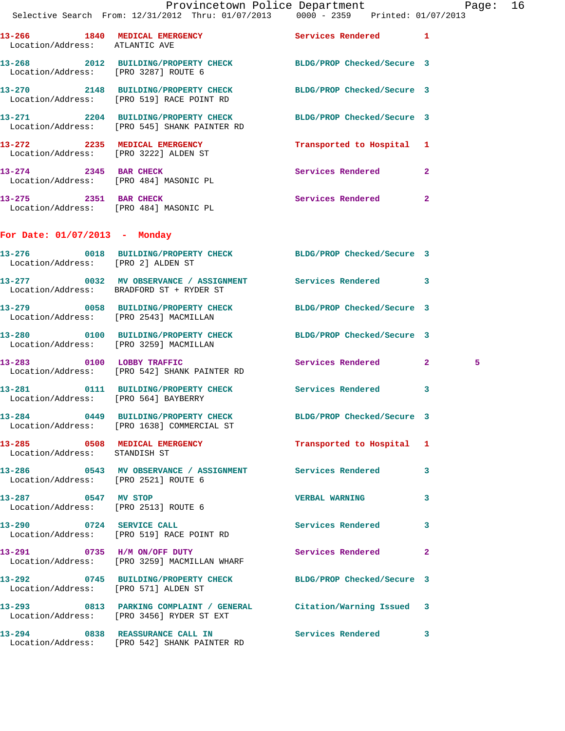13-266 1840 MEDICAL EMERGENCY Services Rendered 1
Location/Address: ATLANTIC AVE

13-268 2012 BUILDING/PROPERTY CHECK BLDG/PROP Checked/Secure 3
Location/Address: [PRO 3287] ROUTE 6

13-270 2148 BUILDING/PROPERTY CHECK BLDG/PROP Checked/Secure 3
Location/Address: [PRO 519] RACE POINT RD

13-271 2204 BUILDING/PROPERTY CHECK BLDG/PROP Checked/Secure 3
Location/Address: [PRO 545] SHANK PAINTER RD

13-272 2235 MEDICAL EMERGENCY Transported to Hospital 1
Location/Address: [PRO 3222] ALDEN ST

13-274 2345 BAR CHECK Services Rendered 2
Location/Address: [PRO 484] MASONIC PL

13-275 2351 BAR CHECK Services Rendered 2
Location/Address: [PRO 484] MASONIC PL

## For Date: 01/07/2013 - Monday

13-276 0018 BUILDING/PROPERTY CHECK BLDG/PROP Checked/Secure 3
Location/Address: [PRO 2] ALDEN ST

13-277 0032 MV OBSERVANCE / ASSIGNMENT Services Rendered 3
Location/Address: BRADFORD ST + RYDER ST

13-279 0058 BUILDING/PROPERTY CHECK BLDG/PROP Checked/Secure 3
Location/Address: [PRO 2543] MACMILLAN

13-280 0100 BUILDING/PROPERTY CHECK BLDG/PROP Checked/Secure 3
Location/Address: [PRO 3259] MACMILLAN

13-283 0100 LOBBY TRAFFIC Services Rendered 2 5
Location/Address: [PRO 542] SHANK PAINTER RD

13-281 0111 BUILDING/PROPERTY CHECK Services Rendered 3
Location/Address: [PRO 564] BAYBERRY

13-284 0449 BUILDING/PROPERTY CHECK BLDG/PROP Checked/Secure 3
Location/Address: [PRO 1638] COMMERCIAL ST

13-285 0508 MEDICAL EMERGENCY Transported to Hospital 1
Location/Address: STANDISH ST

13-286 0543 MV OBSERVANCE / ASSIGNMENT Services Rendered 3
Location/Address: [PRO 2521] ROUTE 6

13-287 0547 MV STOP VERBAL WARNING 3
Location/Address: [PRO 2513] ROUTE 6

13-290 0724 SERVICE CALL Services Rendered 3
Location/Address: [PRO 519] RACE POINT RD

13-291 0735 H/M ON/OFF DUTY Services Rendered 2
Location/Address: [PRO 3259] MACMILLAN WHARF

13-292 0745 BUILDING/PROPERTY CHECK BLDG/PROP Checked/Secure 3
Location/Address: [PRO 571] ALDEN ST

13-293 0813 PARKING COMPLAINT / GENERAL Citation/Warning Issued 3
Location/Address: [PRO 3456] RYDER ST EXT

13-294 0838 REASSURANCE CALL IN Services Rendered 3
Location/Address: [PRO 542] SHANK PAINTER RD